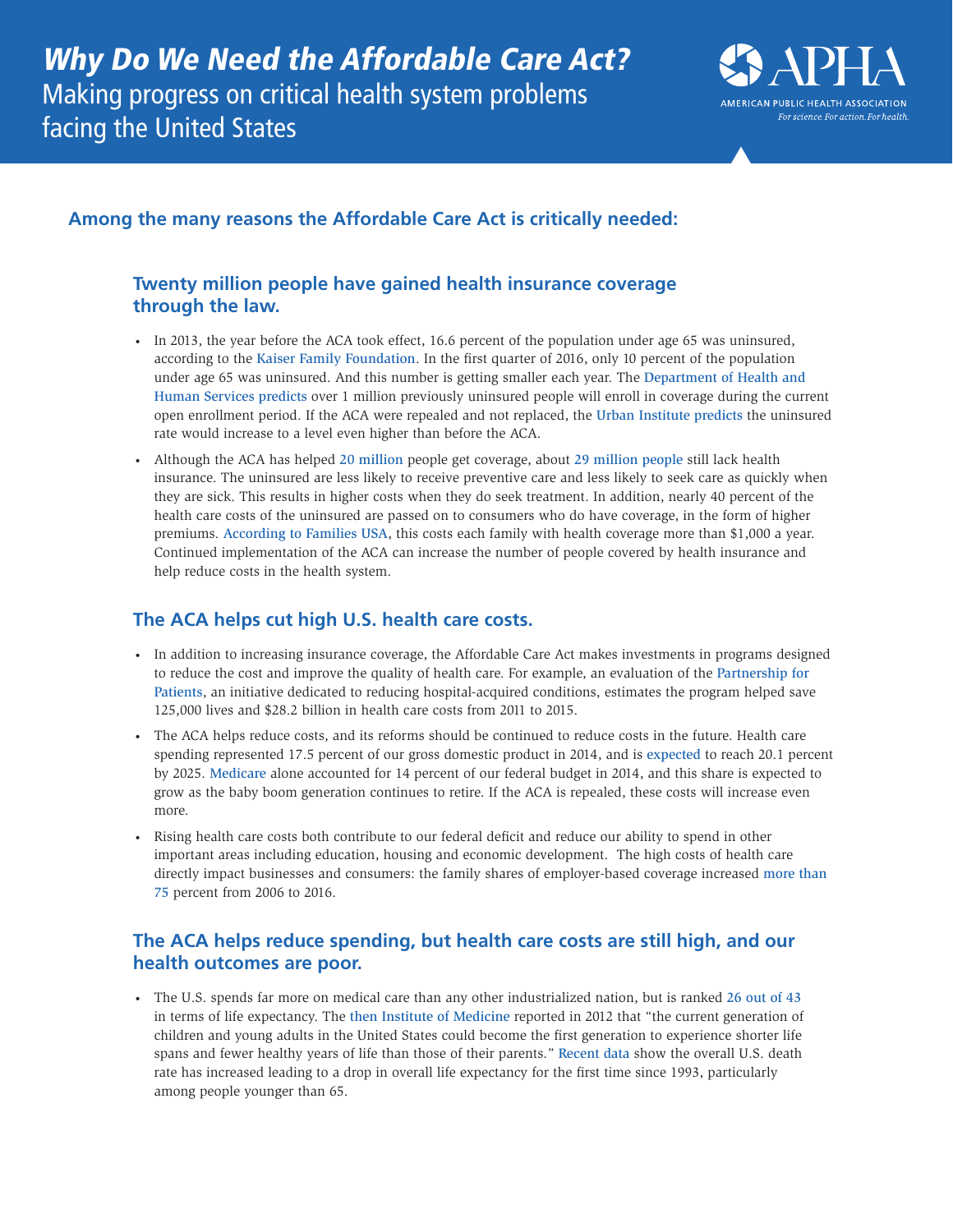# *Why Do We Need the Affordable Care Act?*

Making progress on critical health system problems facing the United States

APHA
AMERICAN PUBLIC HEALTH ASSOCIATION
*For science. For action. For health.*

## Among the many reasons the Affordable Care Act is critically needed:

### Twenty million people have gained health insurance coverage through the law.

- In 2013, the year before the ACA took effect, 16.6 percent of the population under age 65 was uninsured, according to the Kaiser Family Foundation. In the first quarter of 2016, only 10 percent of the population under age 65 was uninsured. And this number is getting smaller each year. The Department of Health and Human Services predicts over 1 million previously uninsured people will enroll in coverage during the current open enrollment period. If the ACA were repealed and not replaced, the Urban Institute predicts the uninsured rate would increase to a level even higher than before the ACA.
- Although the ACA has helped 20 million people get coverage, about 29 million people still lack health insurance. The uninsured are less likely to receive preventive care and less likely to seek care as quickly when they are sick. This results in higher costs when they do seek treatment. In addition, nearly 40 percent of the health care costs of the uninsured are passed on to consumers who do have coverage, in the form of higher premiums. According to Families USA, this costs each family with health coverage more than $1,000 a year. Continued implementation of the ACA can increase the number of people covered by health insurance and help reduce costs in the health system.

### The ACA helps cut high U.S. health care costs.

- In addition to increasing insurance coverage, the Affordable Care Act makes investments in programs designed to reduce the cost and improve the quality of health care. For example, an evaluation of the Partnership for Patients, an initiative dedicated to reducing hospital-acquired conditions, estimates the program helped save 125,000 lives and $28.2 billion in health care costs from 2011 to 2015.
- The ACA helps reduce costs, and its reforms should be continued to reduce costs in the future. Health care spending represented 17.5 percent of our gross domestic product in 2014, and is expected to reach 20.1 percent by 2025. Medicare alone accounted for 14 percent of our federal budget in 2014, and this share is expected to grow as the baby boom generation continues to retire. If the ACA is repealed, these costs will increase even more.
- Rising health care costs both contribute to our federal deficit and reduce our ability to spend in other important areas including education, housing and economic development. The high costs of health care directly impact businesses and consumers: the family shares of employer-based coverage increased more than 75 percent from 2006 to 2016.

### The ACA helps reduce spending, but health care costs are still high, and our health outcomes are poor.

- The U.S. spends far more on medical care than any other industrialized nation, but is ranked 26 out of 43 in terms of life expectancy. The then Institute of Medicine reported in 2012 that "the current generation of children and young adults in the United States could become the first generation to experience shorter life spans and fewer healthy years of life than those of their parents." Recent data show the overall U.S. death rate has increased leading to a drop in overall life expectancy for the first time since 1993, particularly among people younger than 65.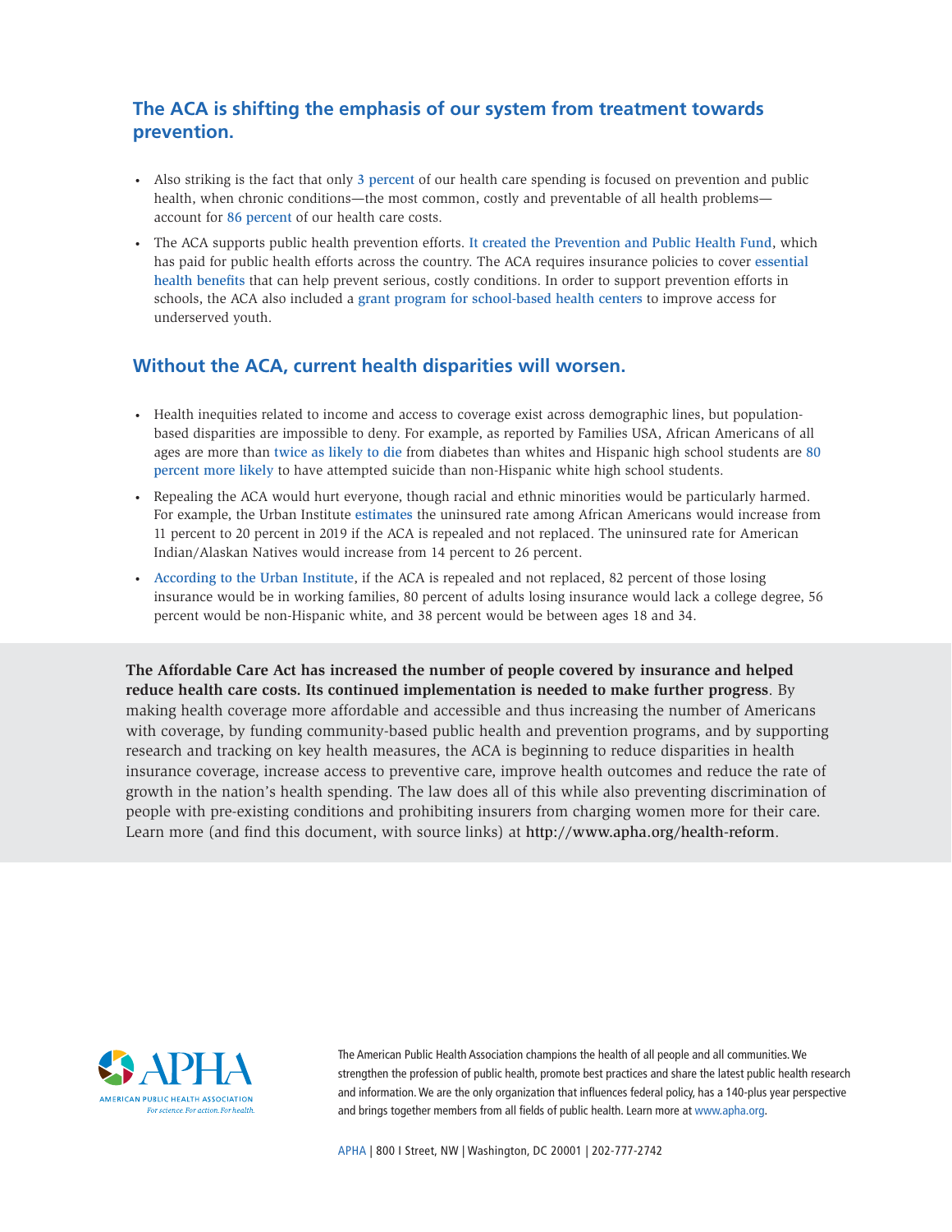## The ACA is shifting the emphasis of our system from treatment towards prevention.

- Also striking is the fact that only 3 percent of our health care spending is focused on prevention and public health, when chronic conditions—the most common, costly and preventable of all health problems—account for 86 percent of our health care costs.
- The ACA supports public health prevention efforts. It created the Prevention and Public Health Fund, which has paid for public health efforts across the country. The ACA requires insurance policies to cover essential health benefits that can help prevent serious, costly conditions. In order to support prevention efforts in schools, the ACA also included a grant program for school-based health centers to improve access for underserved youth.

## Without the ACA, current health disparities will worsen.

- Health inequities related to income and access to coverage exist across demographic lines, but population-based disparities are impossible to deny. For example, as reported by Families USA, African Americans of all ages are more than twice as likely to die from diabetes than whites and Hispanic high school students are 80 percent more likely to have attempted suicide than non-Hispanic white high school students.
- Repealing the ACA would hurt everyone, though racial and ethnic minorities would be particularly harmed. For example, the Urban Institute estimates the uninsured rate among African Americans would increase from 11 percent to 20 percent in 2019 if the ACA is repealed and not replaced. The uninsured rate for American Indian/Alaskan Natives would increase from 14 percent to 26 percent.
- According to the Urban Institute, if the ACA is repealed and not replaced, 82 percent of those losing insurance would be in working families, 80 percent of adults losing insurance would lack a college degree, 56 percent would be non-Hispanic white, and 38 percent would be between ages 18 and 34.

**The Affordable Care Act has increased the number of people covered by insurance and helped reduce health care costs. Its continued implementation is needed to make further progress**. By making health coverage more affordable and accessible and thus increasing the number of Americans with coverage, by funding community-based public health and prevention programs, and by supporting research and tracking on key health measures, the ACA is beginning to reduce disparities in health insurance coverage, increase access to preventive care, improve health outcomes and reduce the rate of growth in the nation's health spending. The law does all of this while also preventing discrimination of people with pre-existing conditions and prohibiting insurers from charging women more for their care. Learn more (and find this document, with source links) at **http://www.apha.org/health-reform**.

APHA
AMERICAN PUBLIC HEALTH ASSOCIATION
*For science. For action. For health.*

The American Public Health Association champions the health of all people and all communities. We strengthen the profession of public health, promote best practices and share the latest public health research and information. We are the only organization that influences federal policy, has a 140-plus year perspective and brings together members from all fields of public health. Learn more at www.apha.org.

APHA | 800 I Street, NW | Washington, DC 20001 | 202-777-2742